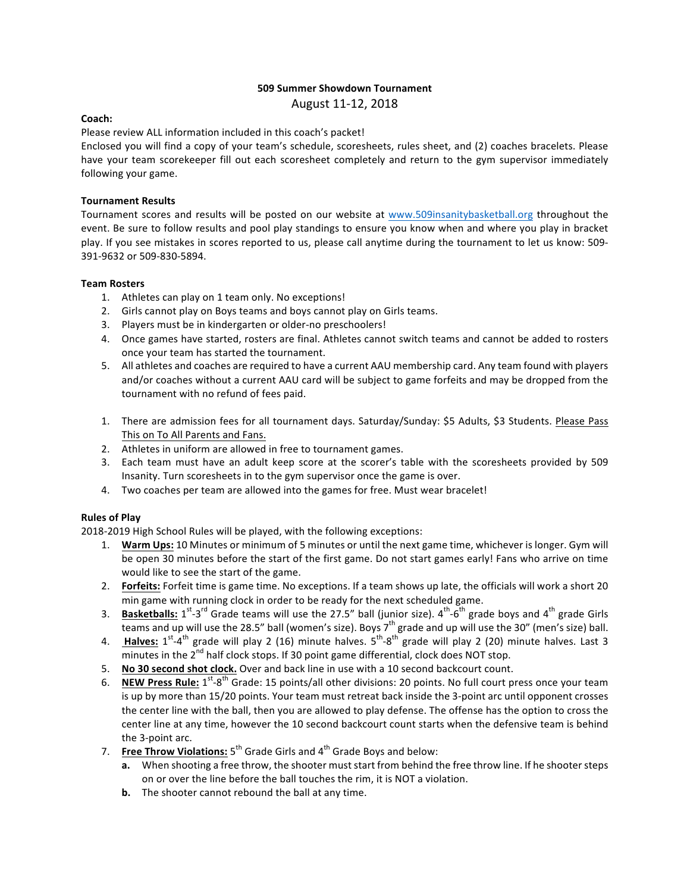**509 Summer Showdown Tournament**

August 11-12, 2018

**Coach:**

Please review ALL information included in this coach's packet!

Enclosed you will find a copy of your team's schedule, scoresheets, rules sheet, and (2) coaches bracelets. Please have your team scorekeeper fill out each scoresheet completely and return to the gym supervisor immediately following your game.

**Tournament Results**

Tournament scores and results will be posted on our website at www.509insanitybasketball.org throughout the event. Be sure to follow results and pool play standings to ensure you know when and where you play in bracket play. If you see mistakes in scores reported to us, please call anytime during the tournament to let us know: 509-391-9632 or 509-830-5894.

**Team Rosters**

1. Athletes can play on 1 team only. No exceptions!
2. Girls cannot play on Boys teams and boys cannot play on Girls teams.
3. Players must be in kindergarten or older-no preschoolers!
4. Once games have started, rosters are final. Athletes cannot switch teams and cannot be added to rosters once your team has started the tournament.
5. All athletes and coaches are required to have a current AAU membership card. Any team found with players and/or coaches without a current AAU card will be subject to game forfeits and may be dropped from the tournament with no refund of fees paid.

1. There are admission fees for all tournament days. Saturday/Sunday: $5 Adults, $3 Students. <u>Please Pass This on To All Parents and Fans.</u>
2. Athletes in uniform are allowed in free to tournament games.
3. Each team must have an adult keep score at the scorer's table with the scoresheets provided by 509 Insanity. Turn scoresheets in to the gym supervisor once the game is over.
4. Two coaches per team are allowed into the games for free. Must wear bracelet!

**Rules of Play**

2018-2019 High School Rules will be played, with the following exceptions:

1. **<u>Warm Ups:</u>** 10 Minutes or minimum of 5 minutes or until the next game time, whichever is longer. Gym will be open 30 minutes before the start of the first game. Do not start games early! Fans who arrive on time would like to see the start of the game.
2. **<u>Forfeits:</u>** Forfeit time is game time. No exceptions. If a team shows up late, the officials will work a short 20 min game with running clock in order to be ready for the next scheduled game.
3. **<u>Basketballs:</u>** 1st-3rd Grade teams will use the 27.5" ball (junior size). 4th-6th grade boys and 4th grade Girls teams and up will use the 28.5" ball (women's size). Boys 7th grade and up will use the 30" (men's size) ball.
4. **<u>Halves:</u>** 1st-4th grade will play 2 (16) minute halves. 5th-8th grade will play 2 (20) minute halves. Last 3 minutes in the 2nd half clock stops. If 30 point game differential, clock does NOT stop.
5. **<u>No 30 second shot clock.</u>** Over and back line in use with a 10 second backcourt count.
6. **<u>NEW Press Rule:</u>** 1st-8th Grade: 15 points/all other divisions: 20 points. No full court press once your team is up by more than 15/20 points. Your team must retreat back inside the 3-point arc until opponent crosses the center line with the ball, then you are allowed to play defense. The offense has the option to cross the center line at any time, however the 10 second backcourt count starts when the defensive team is behind the 3-point arc.
7. **<u>Free Throw Violations:</u>** 5th Grade Girls and 4th Grade Boys and below:
   a. When shooting a free throw, the shooter must start from behind the free throw line. If he shooter steps on or over the line before the ball touches the rim, it is NOT a violation.
   b. The shooter cannot rebound the ball at any time.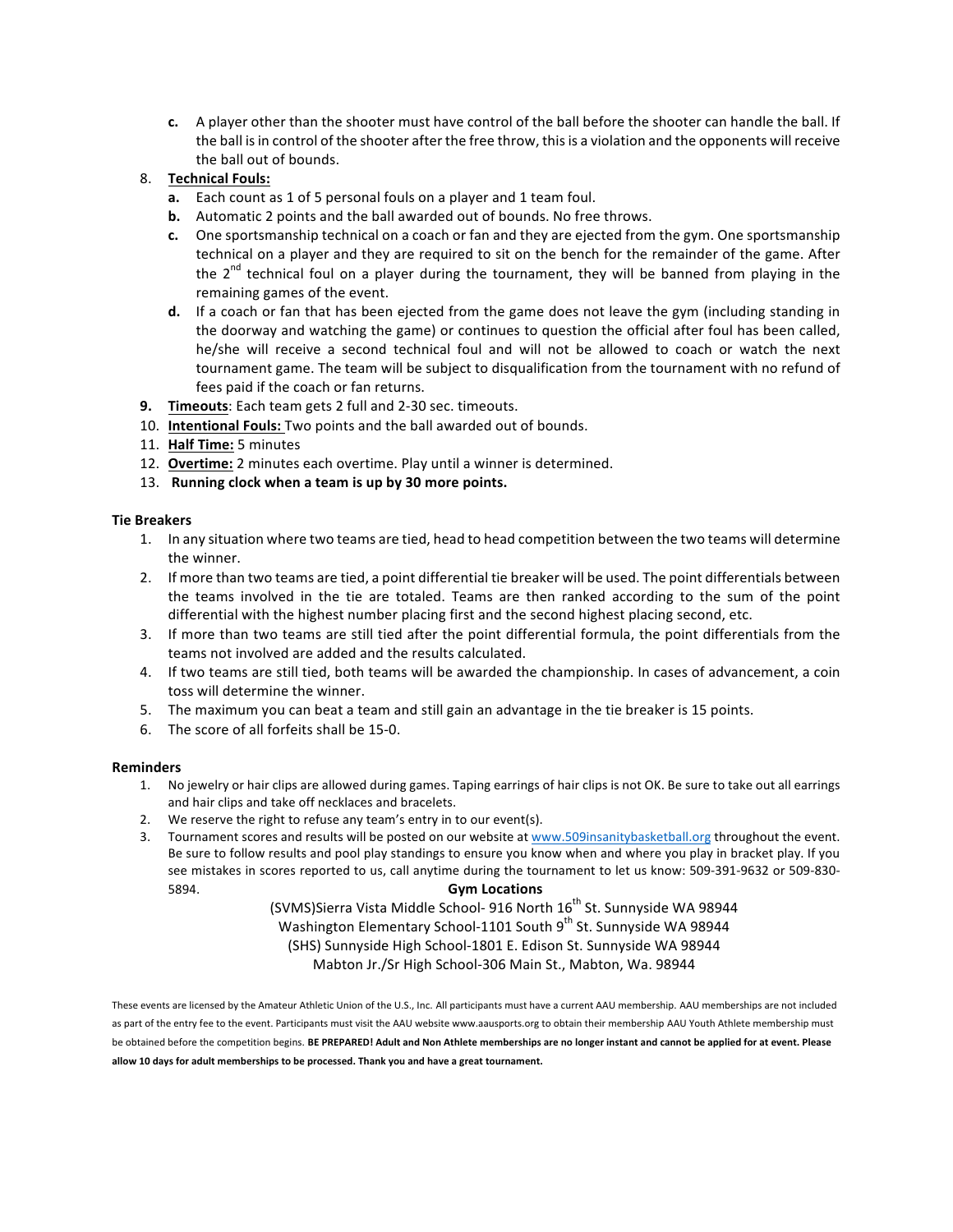c. A player other than the shooter must have control of the ball before the shooter can handle the ball. If the ball is in control of the shooter after the free throw, this is a violation and the opponents will receive the ball out of bounds.

8. <u>**Technical Fouls:**</u>
   - **a.** Each count as 1 of 5 personal fouls on a player and 1 team foul.
   - **b.** Automatic 2 points and the ball awarded out of bounds. No free throws.
   - **c.** One sportsmanship technical on a coach or fan and they are ejected from the gym. One sportsmanship technical on a player and they are required to sit on the bench for the remainder of the game. After the 2nd technical foul on a player during the tournament, they will be banned from playing in the remaining games of the event.
   - **d.** If a coach or fan that has been ejected from the game does not leave the gym (including standing in the doorway and watching the game) or continues to question the official after foul has been called, he/she will receive a second technical foul and will not be allowed to coach or watch the next tournament game. The team will be subject to disqualification from the tournament with no refund of fees paid if the coach or fan returns.
9. <u>**Timeouts**</u>: Each team gets 2 full and 2-30 sec. timeouts.
10. <u>**Intentional Fouls:**</u> Two points and the ball awarded out of bounds.
11. <u>**Half Time:**</u> 5 minutes
12. <u>**Overtime:**</u> 2 minutes each overtime. Play until a winner is determined.
13. **Running clock when a team is up by 30 more points.**

**Tie Breakers**

1. In any situation where two teams are tied, head to head competition between the two teams will determine the winner.
2. If more than two teams are tied, a point differential tie breaker will be used. The point differentials between the teams involved in the tie are totaled. Teams are then ranked according to the sum of the point differential with the highest number placing first and the second highest placing second, etc.
3. If more than two teams are still tied after the point differential formula, the point differentials from the teams not involved are added and the results calculated.
4. If two teams are still tied, both teams will be awarded the championship. In cases of advancement, a coin toss will determine the winner.
5. The maximum you can beat a team and still gain an advantage in the tie breaker is 15 points.
6. The score of all forfeits shall be 15-0.

**Reminders**

1. No jewelry or hair clips are allowed during games. Taping earrings of hair clips is not OK. Be sure to take out all earrings and hair clips and take off necklaces and bracelets.
2. We reserve the right to refuse any team's entry in to our event(s).
3. Tournament scores and results will be posted on our website at www.509insanitybasketball.org throughout the event. Be sure to follow results and pool play standings to ensure you know when and where you play in bracket play. If you see mistakes in scores reported to us, call anytime during the tournament to let us know: 509-391-9632 or 509-830-5894.

**Gym Locations**

(SVMS)Sierra Vista Middle School- 916 North 16th St. Sunnyside WA 98944

Washington Elementary School-1101 South 9th St. Sunnyside WA 98944

(SHS) Sunnyside High School-1801 E. Edison St. Sunnyside WA 98944

Mabton Jr./Sr High School-306 Main St., Mabton, Wa. 98944

These events are licensed by the Amateur Athletic Union of the U.S., Inc. All participants must have a current AAU membership. AAU memberships are not included as part of the entry fee to the event. Participants must visit the AAU website www.aausports.org to obtain their membership AAU Youth Athlete membership must be obtained before the competition begins. **BE PREPARED! Adult and Non Athlete memberships are no longer instant and cannot be applied for at event. Please allow 10 days for adult memberships to be processed. Thank you and have a great tournament.**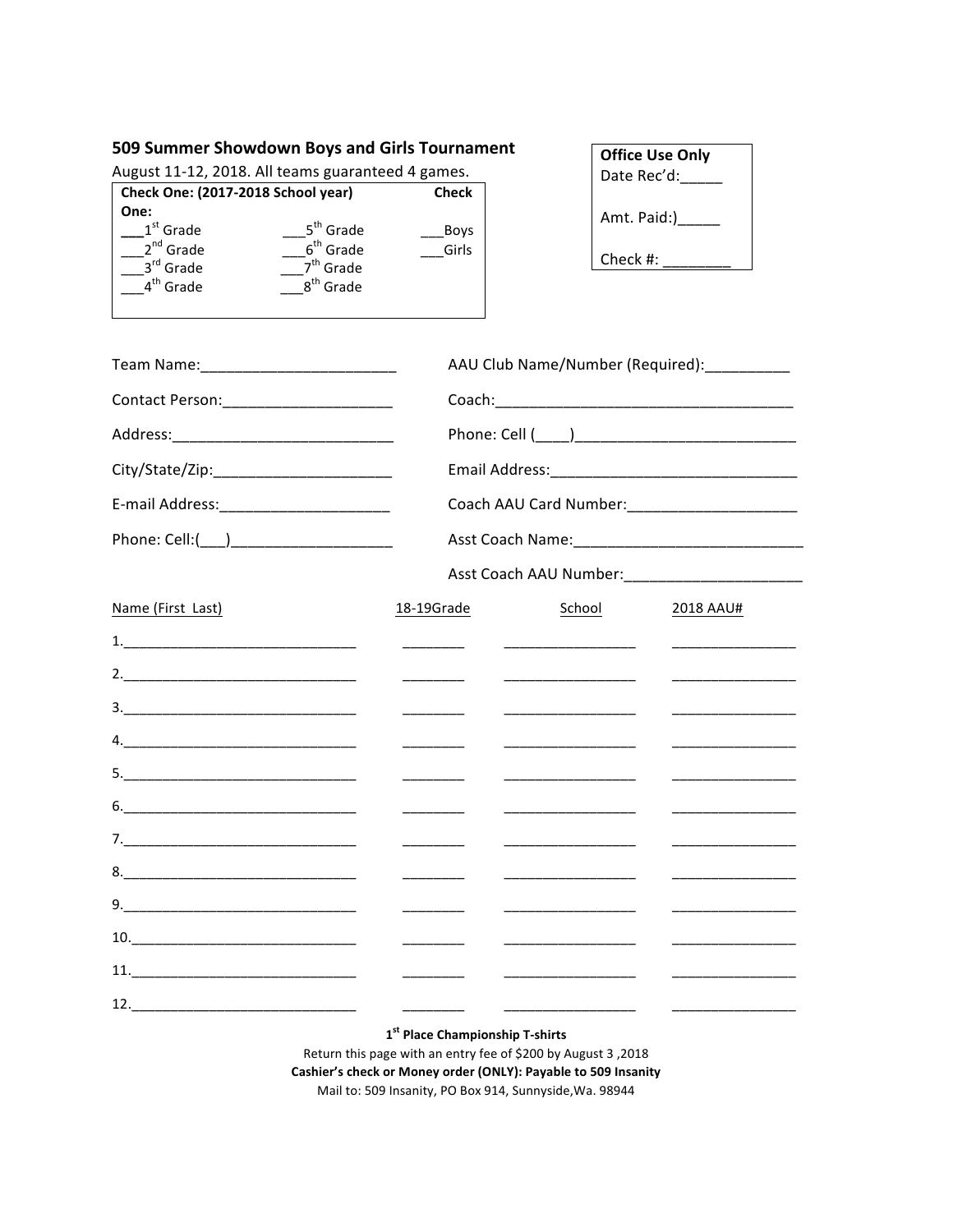## 509 Summer Showdown Boys and Girls Tournament

August 11-12, 2018. All teams guaranteed 4 games.

| Check One: (2017-2018 School year) | | Check One: |
|---|---|---|
| ___1st Grade | ___5th Grade | ___Boys |
| ___2nd Grade | ___6th Grade | ___Girls |
| ___3rd Grade | ___7th Grade | |
| ___4th Grade | ___8th Grade | |

**Office Use Only**
Date Rec'd:_____

Amt. Paid:)_____

Check #: ________

Team Name:________________________

Contact Person:____________________

Address:___________________________

City/State/Zip:_____________________

E-mail Address:____________________

Phone: Cell:(___)___________________

AAU Club Name/Number (Required):__________

Coach:____________________________________

Phone: Cell (____)__________________________

Email Address:______________________________

Coach AAU Card Number:____________________

Asst Coach Name:___________________________

Asst Coach AAU Number:_____________________

| Name (First Last) | 18-19Grade | School | 2018 AAU# |
|---|---|---|---|
| 1.______________________________ | ________ | ________________ | ________________ |
| 2.______________________________ | ________ | ________________ | ________________ |
| 3.______________________________ | ________ | ________________ | ________________ |
| 4.______________________________ | ________ | ________________ | ________________ |
| 5.______________________________ | ________ | ________________ | ________________ |
| 6.______________________________ | ________ | ________________ | ________________ |
| 7.______________________________ | ________ | ________________ | ________________ |
| 8.______________________________ | ________ | ________________ | ________________ |
| 9.______________________________ | ________ | ________________ | ________________ |
| 10._____________________________ | ________ | ________________ | ________________ |
| 11._____________________________ | ________ | ________________ | ________________ |
| 12._____________________________ | ________ | ________________ | ________________ |

**1st Place Championship T-shirts**

Return this page with an entry fee of $200 by August 3 ,2018

**Cashier's check or Money order (ONLY): Payable to 509 Insanity**

Mail to: 509 Insanity, PO Box 914, Sunnyside,Wa. 98944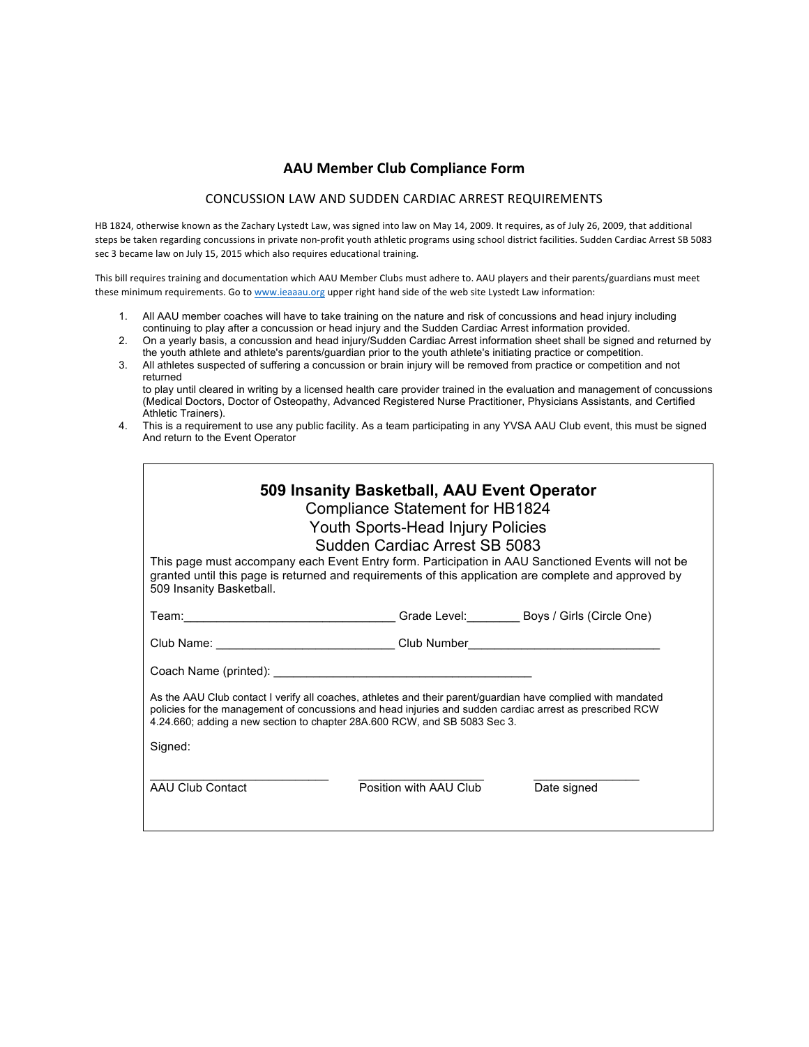## AAU Member Club Compliance Form

CONCUSSION LAW AND SUDDEN CARDIAC ARREST REQUIREMENTS

HB 1824, otherwise known as the Zachary Lystedt Law, was signed into law on May 14, 2009. It requires, as of July 26, 2009, that additional steps be taken regarding concussions in private non-profit youth athletic programs using school district facilities. Sudden Cardiac Arrest SB 5083 sec 3 became law on July 15, 2015 which also requires educational training.

This bill requires training and documentation which AAU Member Clubs must adhere to. AAU players and their parents/guardians must meet these minimum requirements. Go to www.ieaaau.org upper right hand side of the web site Lystedt Law information:

1. All AAU member coaches will have to take training on the nature and risk of concussions and head injury including continuing to play after a concussion or head injury and the Sudden Cardiac Arrest information provided.
2. On a yearly basis, a concussion and head injury/Sudden Cardiac Arrest information sheet shall be signed and returned by the youth athlete and athlete's parents/guardian prior to the youth athlete's initiating practice or competition.
3. All athletes suspected of suffering a concussion or brain injury will be removed from practice or competition and not returned
   to play until cleared in writing by a licensed health care provider trained in the evaluation and management of concussions (Medical Doctors, Doctor of Osteopathy, Advanced Registered Nurse Practitioner, Physicians Assistants, and Certified Athletic Trainers).
4. This is a requirement to use any public facility. As a team participating in any YVSA AAU Club event, this must be signed And return to the Event Operator

### 509 Insanity Basketball, AAU Event Operator

Compliance Statement for HB1824
Youth Sports-Head Injury Policies
Sudden Cardiac Arrest SB 5083

This page must accompany each Event Entry form. Participation in AAU Sanctioned Events will not be granted until this page is returned and requirements of this application are complete and approved by 509 Insanity Basketball.

Team:_______________________________ Grade Level:________ Boys / Girls (Circle One)

Club Name: __________________________ Club Number____________________________

Coach Name (printed): ______________________________________

As the AAU Club contact I verify all coaches, athletes and their parent/guardian have complied with mandated policies for the management of concussions and head injuries and sudden cardiac arrest as prescribed RCW 4.24.660; adding a new section to chapter 28A.600 RCW, and SB 5083 Sec 3.

Signed:

___________________________ ___________________ ________________
AAU Club Contact Position with AAU Club Date signed